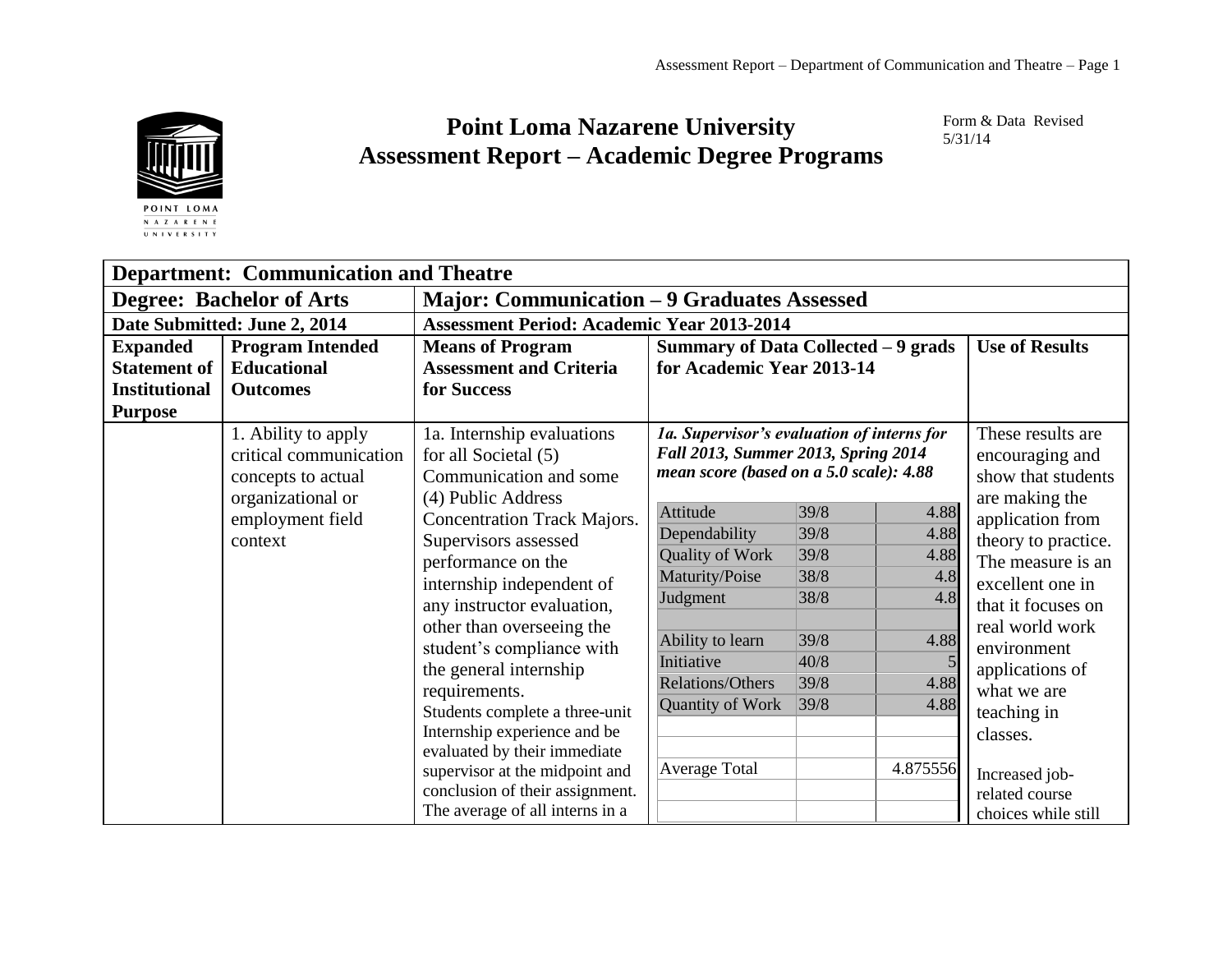# Point Loma Nazarene University
# Assessment Report – Academic Degree Programs

Form & Data Revised 5/31/14

| **Department: Communication and Theatre** | | | | |
|---|---|---|---|---|
| **Degree: Bachelor of Arts** | | **Major: Communication – 9 Graduates Assessed** | | |
| **Date Submitted: June 2, 2014** | | **Assessment Period: Academic Year 2013-2014** | | |
| **Expanded Statement of Institutional Purpose** | **Program Intended Educational Outcomes** | **Means of Program Assessment and Criteria for Success** | **Summary of Data Collected – 9 grads for Academic Year 2013-14** | **Use of Results** |
| | 1. Ability to apply critical communication concepts to actual organizational or employment field context | 1a. Internship evaluations for all Societal (5) Communication and some (4) Public Address Concentration Track Majors. Supervisors assessed performance on the internship independent of any instructor evaluation, other than overseeing the student's compliance with the general internship requirements. Students complete a three-unit Internship experience and be evaluated by their immediate supervisor at the midpoint and conclusion of their assignment. The average of all interns in a | ***1a. Supervisor's evaluation of interns for Fall 2013, Summer 2013, Spring 2014 mean score (based on a 5.0 scale): 4.88*** <br><br> Attitude — 39/8 — 4.88 <br> Dependability — 39/8 — 4.88 <br> Quality of Work — 39/8 — 4.88 <br> Maturity/Poise — 38/8 — 4.8 <br> Judgment — 38/8 — 4.8 <br><br> Ability to learn — 39/8 — 4.88 <br> Initiative — 40/8 — 5 <br> Relations/Others — 39/8 — 4.88 <br> Quantity of Work — 39/8 — 4.88 <br><br> Average Total — 4.875556 | These results are encouraging and show that students are making the application from theory to practice. The measure is an excellent one in that it focuses on real world work environment applications of what we are teaching in classes. <br><br> Increased job-related course choices while still |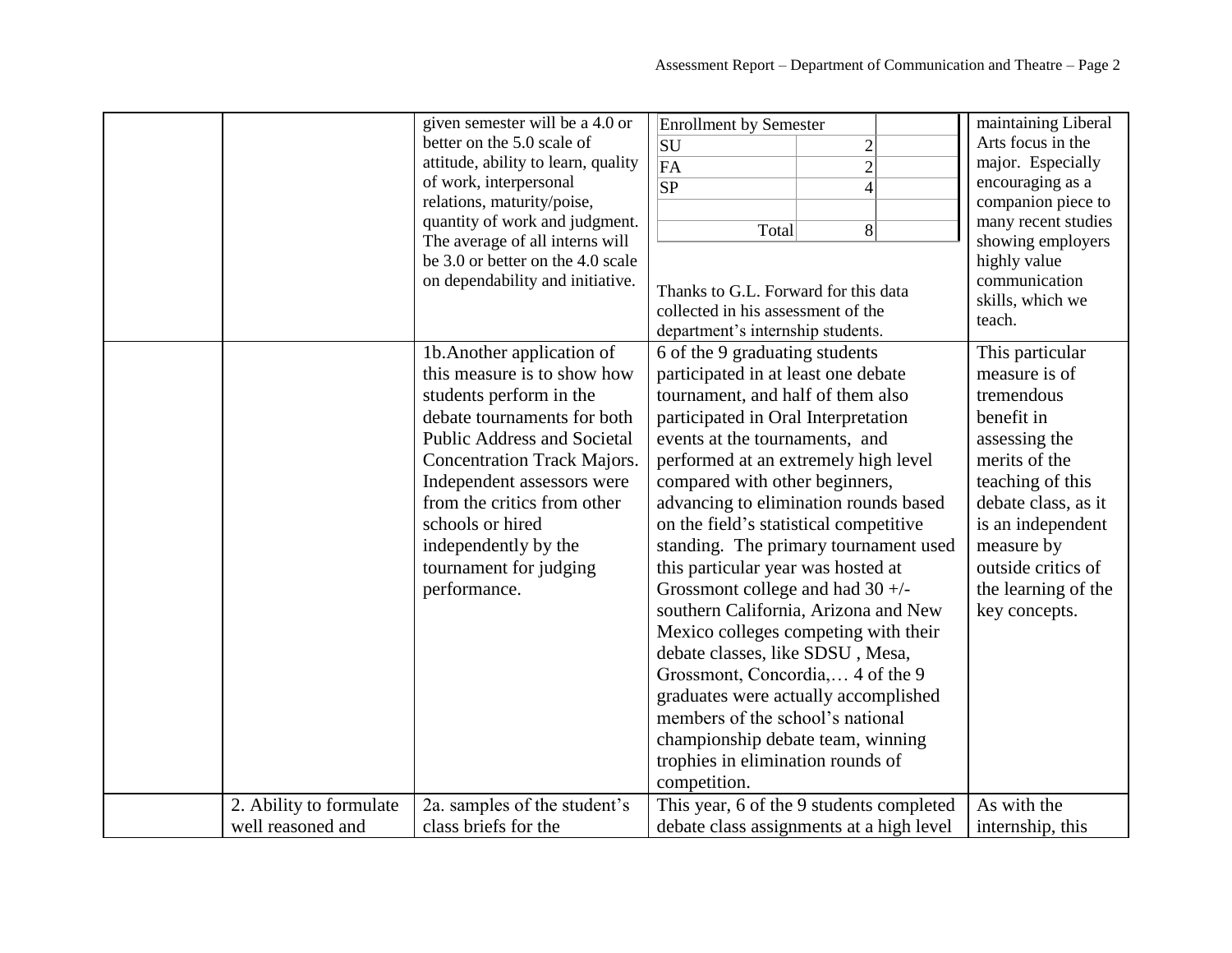| | | | | |
|---|---|---|---|---|
| | | given semester will be a 4.0 or better on the 5.0 scale of attitude, ability to learn, quality of work, interpersonal relations, maturity/poise, quantity of work and judgment. The average of all interns will be 3.0 or better on the 4.0 scale on dependability and initiative. | Enrollment by Semester<br>SU 2<br>FA 2<br>SP 4<br>Total 8<br><br>Thanks to G.L. Forward for this data collected in his assessment of the department's internship students. | maintaining Liberal Arts focus in the major. Especially encouraging as a companion piece to many recent studies showing employers highly value communication skills, which we teach. |
| | | 1b.Another application of this measure is to show how students perform in the debate tournaments for both Public Address and Societal Concentration Track Majors. Independent assessors were from the critics from other schools or hired independently by the tournament for judging performance. | 6 of the 9 graduating students participated in at least one debate tournament, and half of them also participated in Oral Interpretation events at the tournaments, and performed at an extremely high level compared with other beginners, advancing to elimination rounds based on the field's statistical competitive standing. The primary tournament used this particular year was hosted at Grossmont college and had 30 +/- southern California, Arizona and New Mexico colleges competing with their debate classes, like SDSU , Mesa, Grossmont, Concordia,… 4 of the 9 graduates were actually accomplished members of the school's national championship debate team, winning trophies in elimination rounds of competition. | This particular measure is of tremendous benefit in assessing the merits of the teaching of this debate class, as it is an independent measure by outside critics of the learning of the key concepts. |
| | 2. Ability to formulate well reasoned and | 2a. samples of the student's class briefs for the | This year, 6 of the 9 students completed debate class assignments at a high level | As with the internship, this |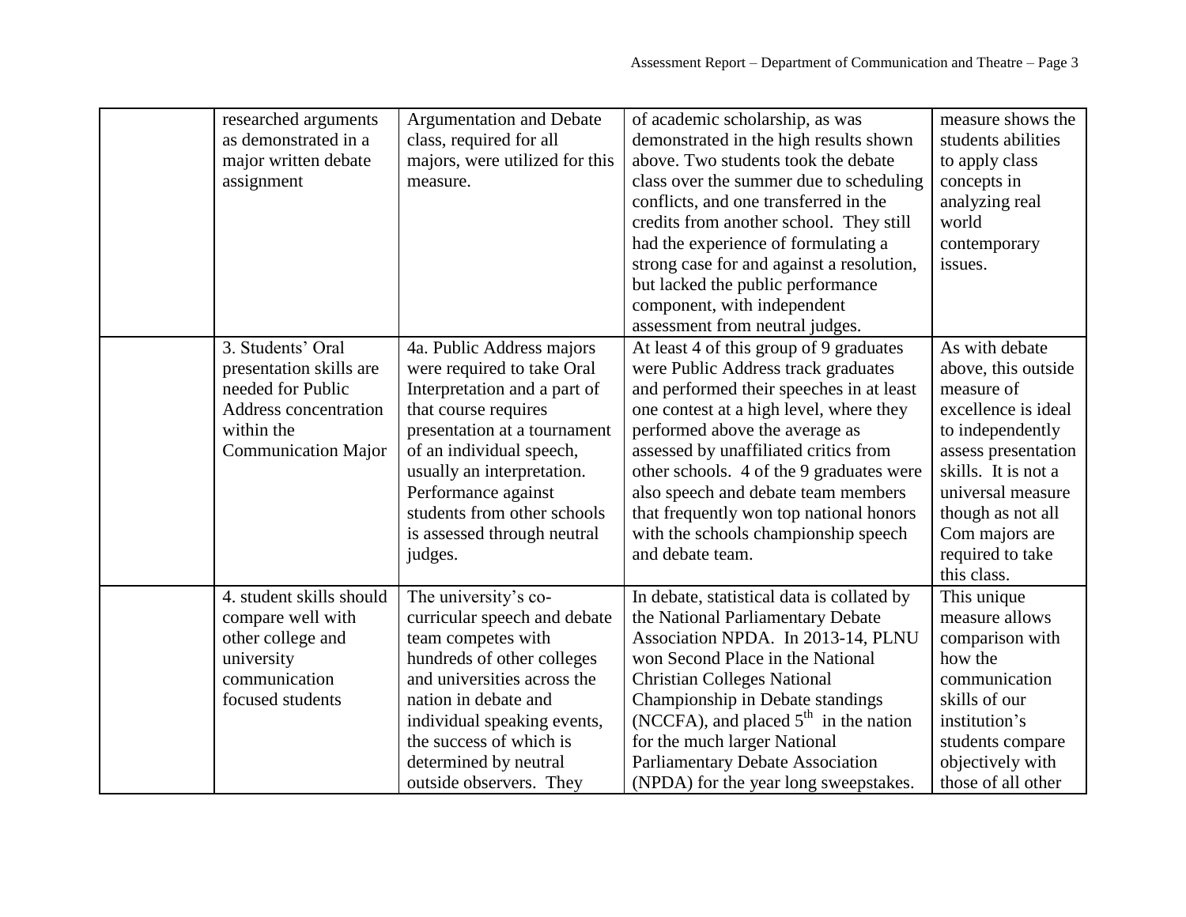| | | | | |
|---|---|---|---|---|
| | researched arguments as demonstrated in a major written debate assignment | Argumentation and Debate class, required for all majors, were utilized for this measure. | of academic scholarship, as was demonstrated in the high results shown above. Two students took the debate class over the summer due to scheduling conflicts, and one transferred in the credits from another school. They still had the experience of formulating a strong case for and against a resolution, but lacked the public performance component, with independent assessment from neutral judges. | measure shows the students abilities to apply class concepts in analyzing real world contemporary issues. |
| | 3. Students' Oral presentation skills are needed for Public Address concentration within the Communication Major | 4a. Public Address majors were required to take Oral Interpretation and a part of that course requires presentation at a tournament of an individual speech, usually an interpretation. Performance against students from other schools is assessed through neutral judges. | At least 4 of this group of 9 graduates were Public Address track graduates and performed their speeches in at least one contest at a high level, where they performed above the average as assessed by unaffiliated critics from other schools. 4 of the 9 graduates were also speech and debate team members that frequently won top national honors with the schools championship speech and debate team. | As with debate above, this outside measure of excellence is ideal to independently assess presentation skills. It is not a universal measure though as not all Com majors are required to take this class. |
| | 4. student skills should compare well with other college and university communication focused students | The university's co-curricular speech and debate team competes with hundreds of other colleges and universities across the nation in debate and individual speaking events, the success of which is determined by neutral outside observers. They | In debate, statistical data is collated by the National Parliamentary Debate Association NPDA. In 2013-14, PLNU won Second Place in the National Christian Colleges National Championship in Debate standings (NCCFA), and placed 5$^{th}$ in the nation for the much larger National Parliamentary Debate Association (NPDA) for the year long sweepstakes. | This unique measure allows comparison with how the communication skills of our institution's students compare objectively with those of all other |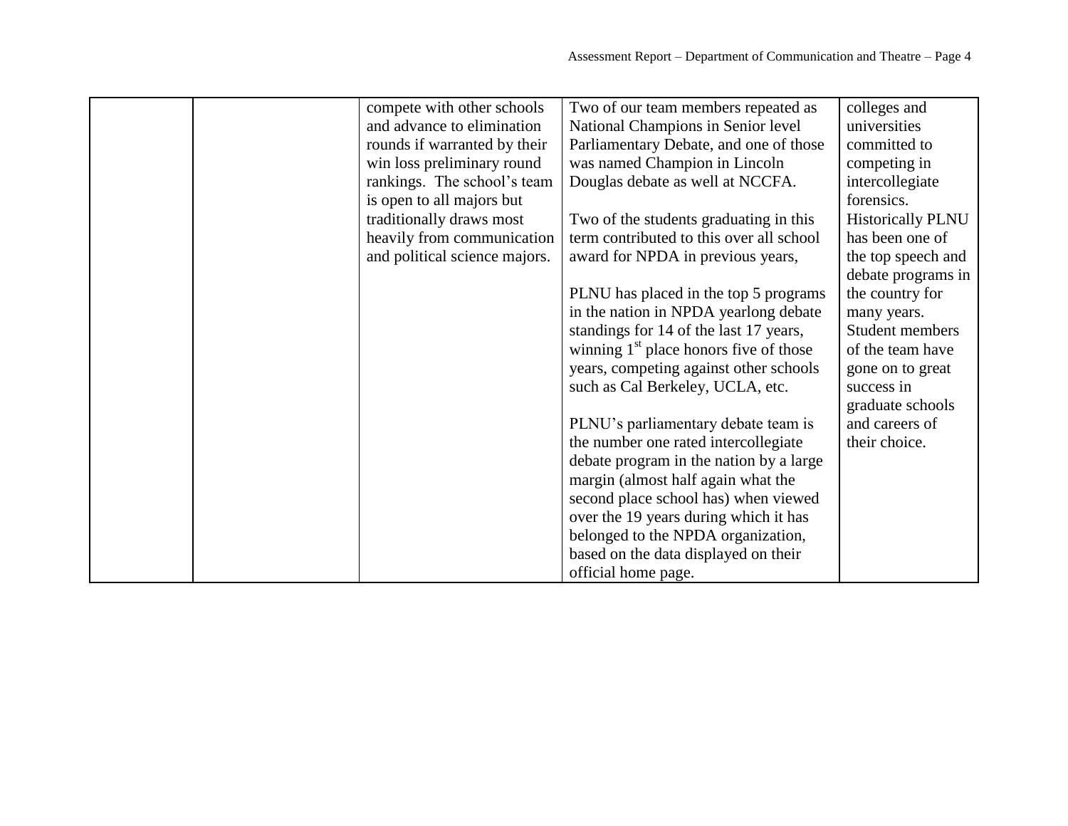| | | | | |
|---|---|---|---|---|
| | | compete with other schools and advance to elimination rounds if warranted by their win loss preliminary round rankings. The school's team is open to all majors but traditionally draws most heavily from communication and political science majors. | Two of our team members repeated as National Champions in Senior level Parliamentary Debate, and one of those was named Champion in Lincoln Douglas debate as well at NCCFA.<br><br>Two of the students graduating in this term contributed to this over all school award for NPDA in previous years,<br><br>PLNU has placed in the top 5 programs in the nation in NPDA yearlong debate standings for 14 of the last 17 years, winning 1st place honors five of those years, competing against other schools such as Cal Berkeley, UCLA, etc.<br><br>PLNU's parliamentary debate team is the number one rated intercollegiate debate program in the nation by a large margin (almost half again what the second place school has) when viewed over the 19 years during which it has belonged to the NPDA organization, based on the data displayed on their official home page. | colleges and universities committed to competing in intercollegiate forensics. Historically PLNU has been one of the top speech and debate programs in the country for many years. Student members of the team have gone on to great success in graduate schools and careers of their choice. |